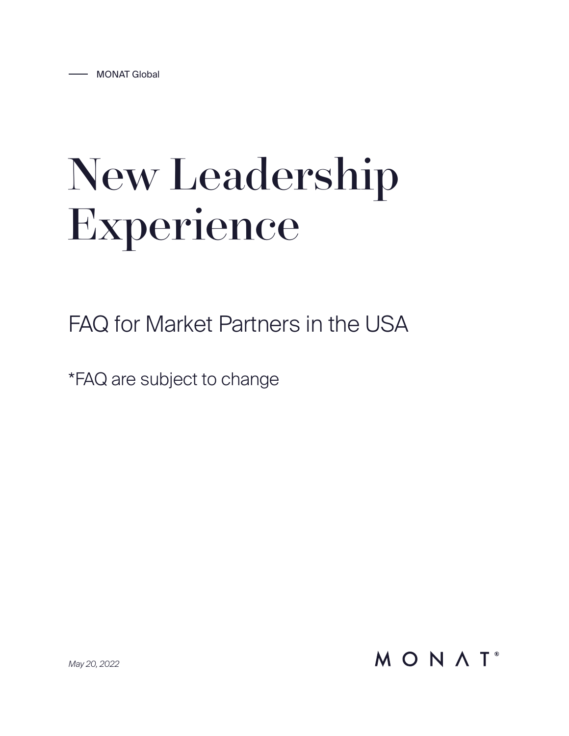MONAT Global

# New Leadership Experience

## FAQ for Market Partners in the USA

*FAQ are subject to change

*May 20, 2022*

MONAT®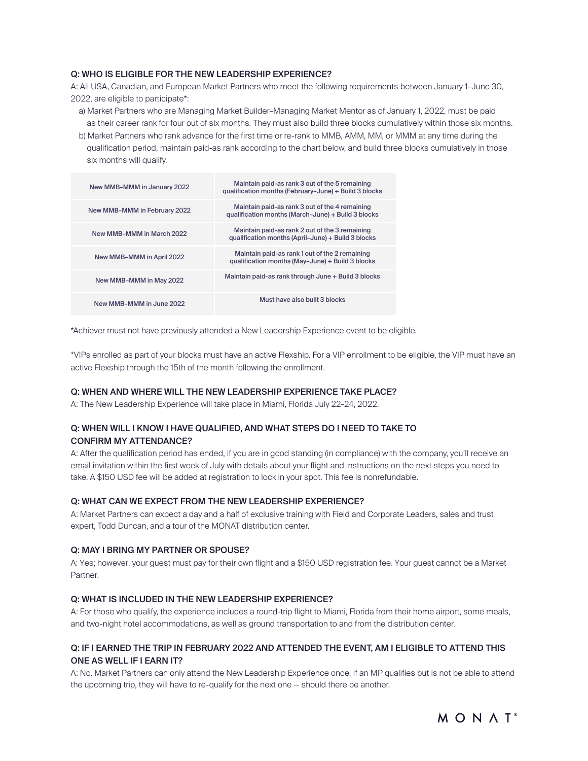**Q: WHO IS ELIGIBLE FOR THE NEW LEADERSHIP EXPERIENCE?**

A: All USA, Canadian, and European Market Partners who meet the following requirements between January 1–June 30, 2022, are eligible to participate*:

a) Market Partners who are Managing Market Builder–Managing Market Mentor as of January 1, 2022, must be paid as their career rank for four out of six months. They must also build three blocks cumulatively within those six months.

b) Market Partners who rank advance for the first time or re-rank to MMB, AMM, MM, or MMM at any time during the qualification period, maintain paid-as rank according to the chart below, and build three blocks cumulatively in those six months will qualify.

| | |
|---|---|
| New MMB–MMM in January 2022 | Maintain paid-as rank 3 out of the 5 remaining qualification months (February–June) + Build 3 blocks |
| New MMB–MMM in February 2022 | Maintain paid-as rank 3 out of the 4 remaining qualification months (March–June) + Build 3 blocks |
| New MMB–MMM in March 2022 | Maintain paid-as rank 2 out of the 3 remaining qualification months (April–June) + Build 3 blocks |
| New MMB–MMM in April 2022 | Maintain paid-as rank 1 out of the 2 remaining qualification months (May–June) + Build 3 blocks |
| New MMB–MMM in May 2022 | Maintain paid-as rank through June + Build 3 blocks |
| New MMB–MMM in June 2022 | Must have also built 3 blocks |

*Achiever must not have previously attended a New Leadership Experience event to be eligible.

*VIPs enrolled as part of your blocks must have an active Flexship. For a VIP enrollment to be eligible, the VIP must have an active Flexship through the 15th of the month following the enrollment.

**Q: WHEN AND WHERE WILL THE NEW LEADERSHIP EXPERIENCE TAKE PLACE?**

A: The New Leadership Experience will take place in Miami, Florida July 22–24, 2022.

**Q: WHEN WILL I KNOW I HAVE QUALIFIED, AND WHAT STEPS DO I NEED TO TAKE TO CONFIRM MY ATTENDANCE?**

A: After the qualification period has ended, if you are in good standing (in compliance) with the company, you'll receive an email invitation within the first week of July with details about your flight and instructions on the next steps you need to take. A $150 USD fee will be added at registration to lock in your spot. This fee is nonrefundable.

**Q: WHAT CAN WE EXPECT FROM THE NEW LEADERSHIP EXPERIENCE?**

A: Market Partners can expect a day and a half of exclusive training with Field and Corporate Leaders, sales and trust expert, Todd Duncan, and a tour of the MONAT distribution center.

**Q: MAY I BRING MY PARTNER OR SPOUSE?**

A: Yes; however, your guest must pay for their own flight and a $150 USD registration fee. Your guest cannot be a Market Partner.

**Q: WHAT IS INCLUDED IN THE NEW LEADERSHIP EXPERIENCE?**

A: For those who qualify, the experience includes a round-trip flight to Miami, Florida from their home airport, some meals, and two-night hotel accommodations, as well as ground transportation to and from the distribution center.

**Q: IF I EARNED THE TRIP IN FEBRUARY 2022 AND ATTENDED THE EVENT, AM I ELIGIBLE TO ATTEND THIS ONE AS WELL IF I EARN IT?**

A: No. Market Partners can only attend the New Leadership Experience once. If an MP qualifies but is not be able to attend the upcoming trip, they will have to re-qualify for the next one — should there be another.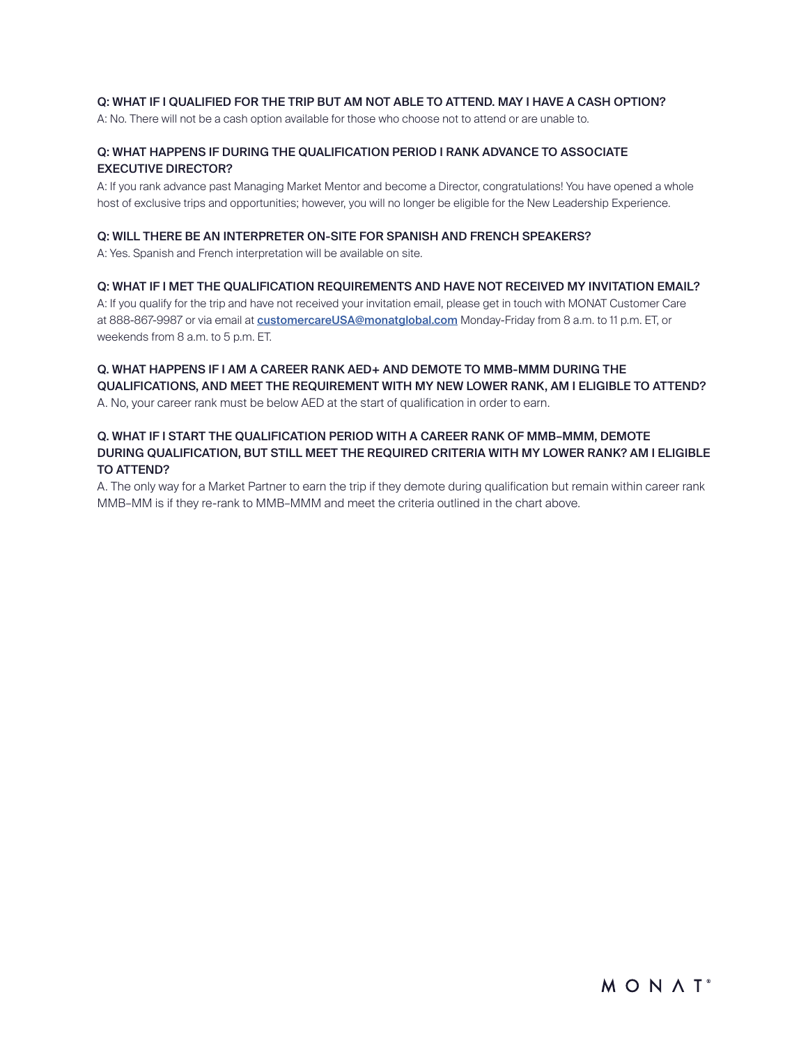**Q: WHAT IF I QUALIFIED FOR THE TRIP BUT AM NOT ABLE TO ATTEND. MAY I HAVE A CASH OPTION?**

A: No. There will not be a cash option available for those who choose not to attend or are unable to.

**Q: WHAT HAPPENS IF DURING THE QUALIFICATION PERIOD I RANK ADVANCE TO ASSOCIATE EXECUTIVE DIRECTOR?**

A: If you rank advance past Managing Market Mentor and become a Director, congratulations! You have opened a whole host of exclusive trips and opportunities; however, you will no longer be eligible for the New Leadership Experience.

**Q: WILL THERE BE AN INTERPRETER ON-SITE FOR SPANISH AND FRENCH SPEAKERS?**

A: Yes. Spanish and French interpretation will be available on site.

**Q: WHAT IF I MET THE QUALIFICATION REQUIREMENTS AND HAVE NOT RECEIVED MY INVITATION EMAIL?**

A: If you qualify for the trip and have not received your invitation email, please get in touch with MONAT Customer Care at 888-867-9987 or via email at **customercareUSA@monatglobal.com** Monday-Friday from 8 a.m. to 11 p.m. ET, or weekends from 8 a.m. to 5 p.m. ET.

**Q. WHAT HAPPENS IF I AM A CAREER RANK AED+ AND DEMOTE TO MMB-MMM DURING THE QUALIFICATIONS, AND MEET THE REQUIREMENT WITH MY NEW LOWER RANK, AM I ELIGIBLE TO ATTEND?**

A. No, your career rank must be below AED at the start of qualification in order to earn.

**Q. WHAT IF I START THE QUALIFICATION PERIOD WITH A CAREER RANK OF MMB–MMM, DEMOTE DURING QUALIFICATION, BUT STILL MEET THE REQUIRED CRITERIA WITH MY LOWER RANK? AM I ELIGIBLE TO ATTEND?**

A. The only way for a Market Partner to earn the trip if they demote during qualification but remain within career rank MMB–MM is if they re-rank to MMB–MMM and meet the criteria outlined in the chart above.